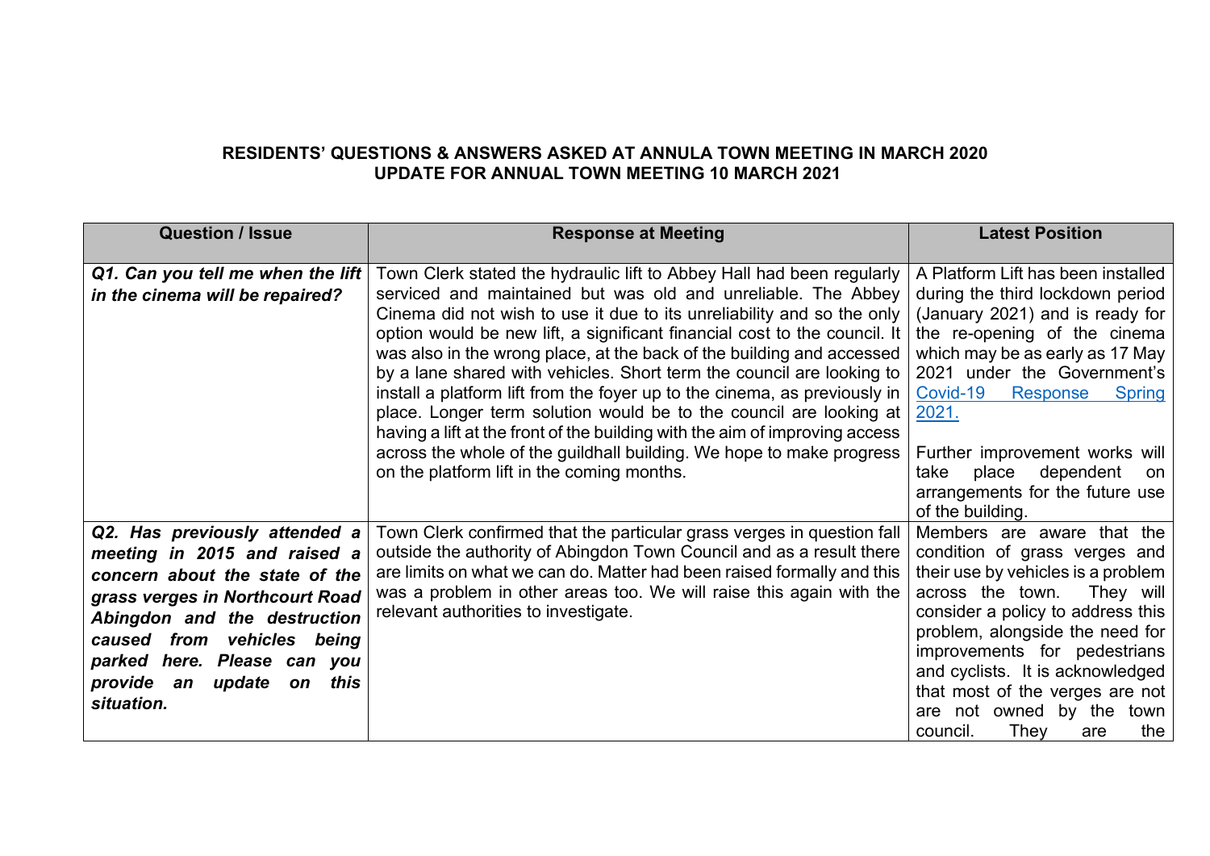**RESIDENTS' QUESTIONS & ANSWERS ASKED AT ANNULA TOWN MEETING IN MARCH 2020**
**UPDATE FOR ANNUAL TOWN MEETING 10 MARCH 2021**

| Question / Issue | Response at Meeting | Latest Position |
|---|---|---|
| ***Q1. Can you tell me when the lift in the cinema will be repaired?*** | Town Clerk stated the hydraulic lift to Abbey Hall had been regularly serviced and maintained but was old and unreliable. The Abbey Cinema did not wish to use it due to its unreliability and so the only option would be new lift, a significant financial cost to the council. It was also in the wrong place, at the back of the building and accessed by a lane shared with vehicles. Short term the council are looking to install a platform lift from the foyer up to the cinema, as previously in place. Longer term solution would be to the council are looking at having a lift at the front of the building with the aim of improving access across the whole of the guildhall building. We hope to make progress on the platform lift in the coming months. | A Platform Lift has been installed during the third lockdown period (January 2021) and is ready for the re-opening of the cinema which may be as early as 17 May 2021 under the Government's [Covid-19 Response Spring 2021.]()<br><br>Further improvement works will take place dependent on arrangements for the future use of the building. |
| ***Q2. Has previously attended a meeting in 2015 and raised a concern about the state of the grass verges in Northcourt Road Abingdon and the destruction caused from vehicles being parked here. Please can you provide an update on this situation.*** | Town Clerk confirmed that the particular grass verges in question fall outside the authority of Abingdon Town Council and as a result there are limits on what we can do. Matter had been raised formally and this was a problem in other areas too. We will raise this again with the relevant authorities to investigate. | Members are aware that the condition of grass verges and their use by vehicles is a problem across the town. They will consider a policy to address this problem, alongside the need for improvements for pedestrians and cyclists. It is acknowledged that most of the verges are not are not owned by the town council. They are the |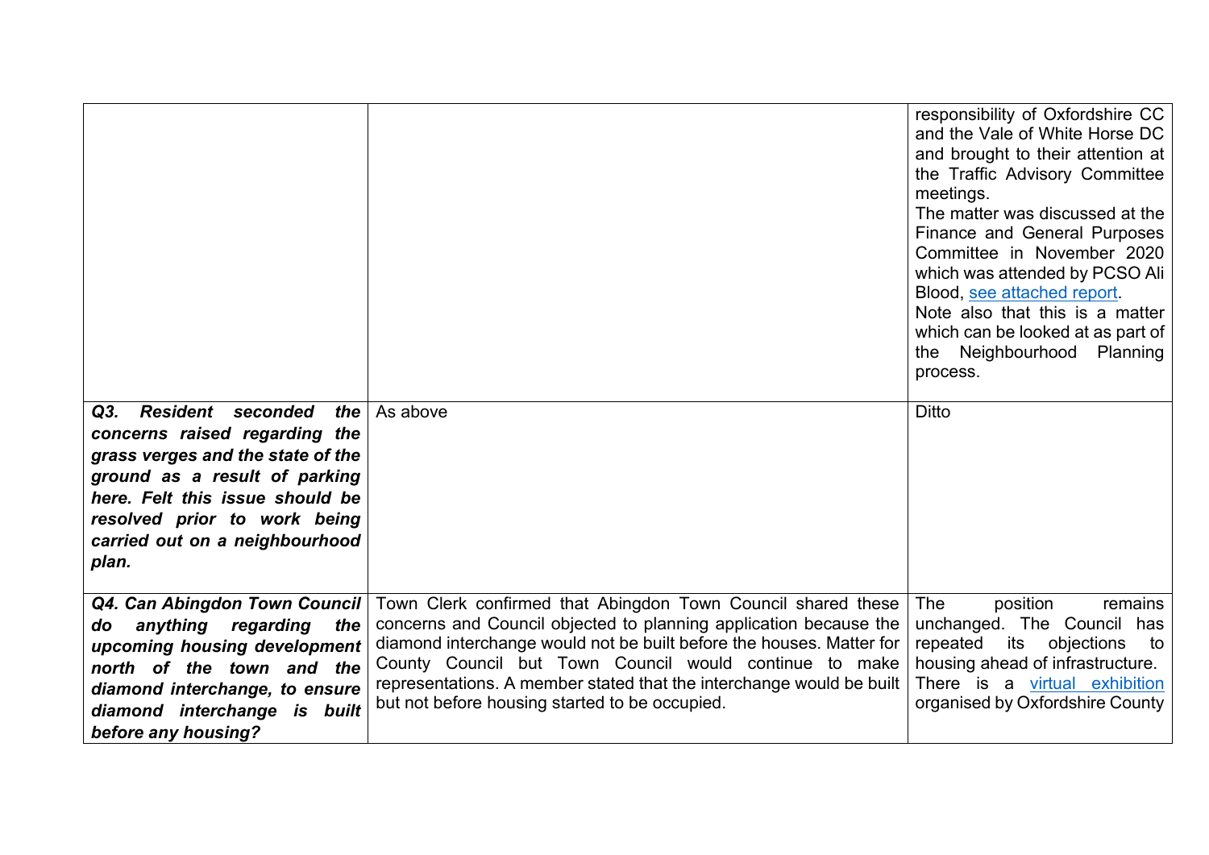| | | |
|---|---|---|
| | | responsibility of Oxfordshire CC and the Vale of White Horse DC and brought to their attention at the Traffic Advisory Committee meetings.<br>The matter was discussed at the Finance and General Purposes Committee in November 2020 which was attended by PCSO Ali Blood, [see attached report](#).<br>Note also that this is a matter which can be looked at as part of the Neighbourhood Planning process. |
| ***Q3. Resident seconded the concerns raised regarding the grass verges and the state of the ground as a result of parking here. Felt this issue should be resolved prior to work being carried out on a neighbourhood plan.*** | As above | Ditto |
| ***Q4. Can Abingdon Town Council do anything regarding the upcoming housing development north of the town and the diamond interchange, to ensure diamond interchange is built before any housing?*** | Town Clerk confirmed that Abingdon Town Council shared these concerns and Council objected to planning application because the diamond interchange would not be built before the houses. Matter for County Council but Town Council would continue to make representations. A member stated that the interchange would be built but not before housing started to be occupied. | The position remains unchanged. The Council has repeated its objections to housing ahead of infrastructure.<br>There is a [virtual exhibition](#) organised by Oxfordshire County |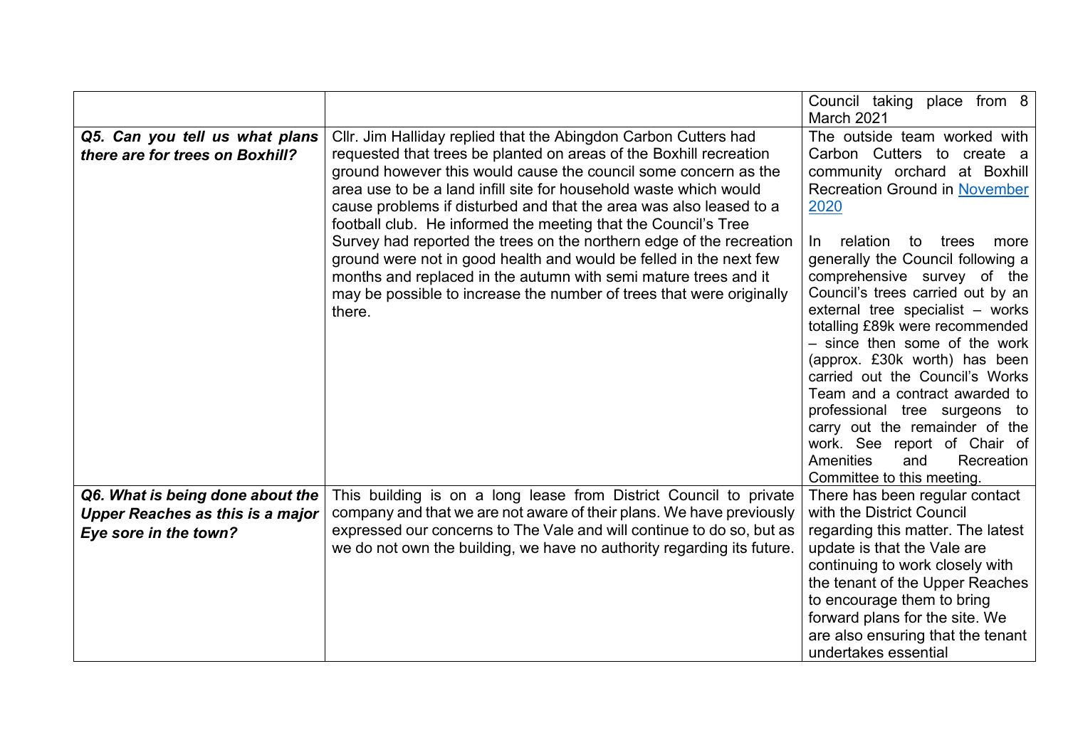| | | |
|---|---|---|
| | | Council taking place from 8 March 2021 |
| ***Q5. Can you tell us what plans there are for trees on Boxhill?*** | Cllr. Jim Halliday replied that the Abingdon Carbon Cutters had requested that trees be planted on areas of the Boxhill recreation ground however this would cause the council some concern as the area use to be a land infill site for household waste which would cause problems if disturbed and that the area was also leased to a football club. He informed the meeting that the Council's Tree Survey had reported the trees on the northern edge of the recreation ground were not in good health and would be felled in the next few months and replaced in the autumn with semi mature trees and it may be possible to increase the number of trees that were originally there. | The outside team worked with Carbon Cutters to create a community orchard at Boxhill Recreation Ground in [November 2020](#)<br><br>In relation to trees more generally the Council following a comprehensive survey of the Council's trees carried out by an external tree specialist – works totalling £89k were recommended – since then some of the work (approx. £30k worth) has been carried out the Council's Works Team and a contract awarded to professional tree surgeons to carry out the remainder of the work. See report of Chair of Amenities and Recreation Committee to this meeting. |
| ***Q6. What is being done about the Upper Reaches as this is a major Eye sore in the town?*** | This building is on a long lease from District Council to private company and that we are not aware of their plans. We have previously expressed our concerns to The Vale and will continue to do so, but as we do not own the building, we have no authority regarding its future. | There has been regular contact with the District Council regarding this matter. The latest update is that the Vale are continuing to work closely with the tenant of the Upper Reaches to encourage them to bring forward plans for the site. We are also ensuring that the tenant undertakes essential |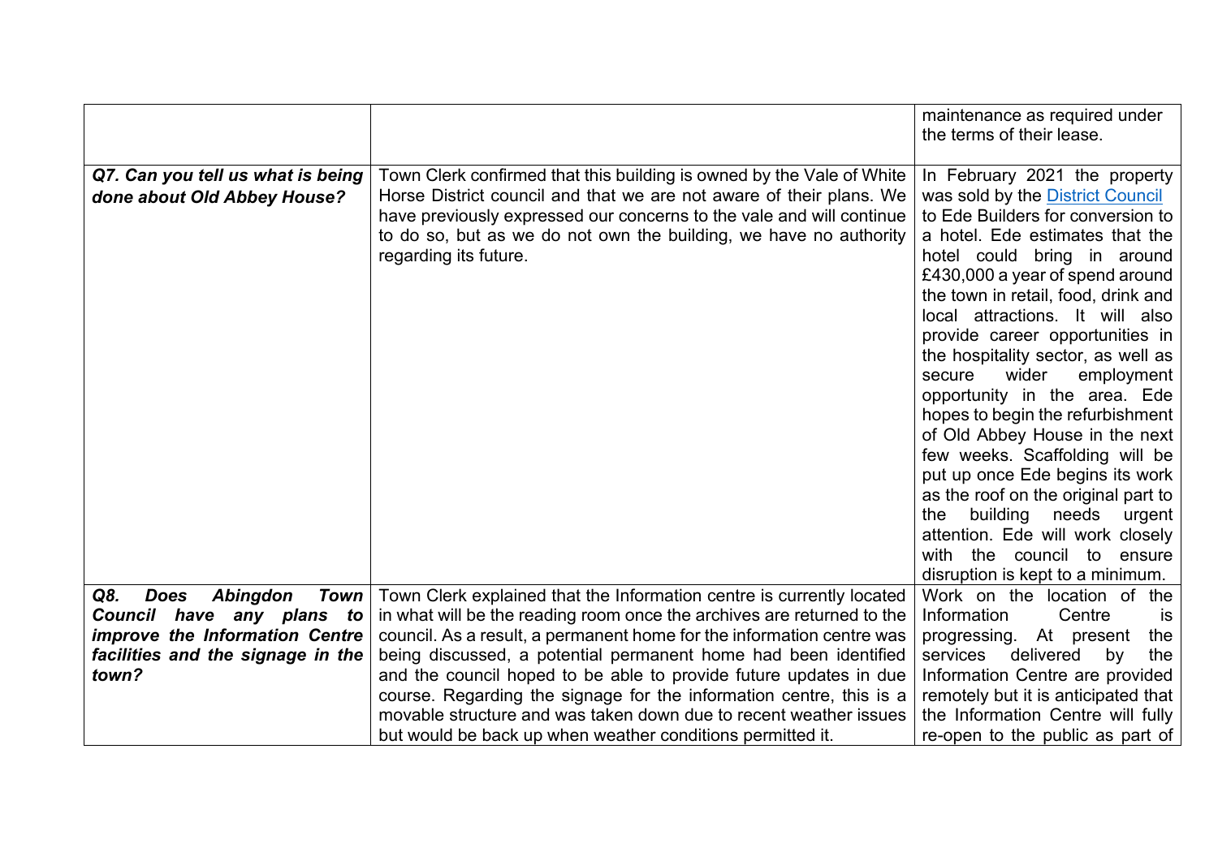| | | |
|---|---|---|
| | | maintenance as required under the terms of their lease. |
| ***Q7. Can you tell us what is being done about Old Abbey House?*** | Town Clerk confirmed that this building is owned by the Vale of White Horse District council and that we are not aware of their plans. We have previously expressed our concerns to the vale and will continue to do so, but as we do not own the building, we have no authority regarding its future. | In February 2021 the property was sold by the District Council to Ede Builders for conversion to a hotel. Ede estimates that the hotel could bring in around £430,000 a year of spend around the town in retail, food, drink and local attractions. It will also provide career opportunities in the hospitality sector, as well as secure wider employment opportunity in the area. Ede hopes to begin the refurbishment of Old Abbey House in the next few weeks. Scaffolding will be put up once Ede begins its work as the roof on the original part to the building needs urgent attention. Ede will work closely with the council to ensure disruption is kept to a minimum. |
| ***Q8. Does Abingdon Town Council have any plans to improve the Information Centre facilities and the signage in the town?*** | Town Clerk explained that the Information centre is currently located in what will be the reading room once the archives are returned to the council. As a result, a permanent home for the information centre was being discussed, a potential permanent home had been identified and the council hoped to be able to provide future updates in due course. Regarding the signage for the information centre, this is a movable structure and was taken down due to recent weather issues but would be back up when weather conditions permitted it. | Work on the location of the Information Centre is progressing. At present the services delivered by the Information Centre are provided remotely but it is anticipated that the Information Centre will fully re-open to the public as part of |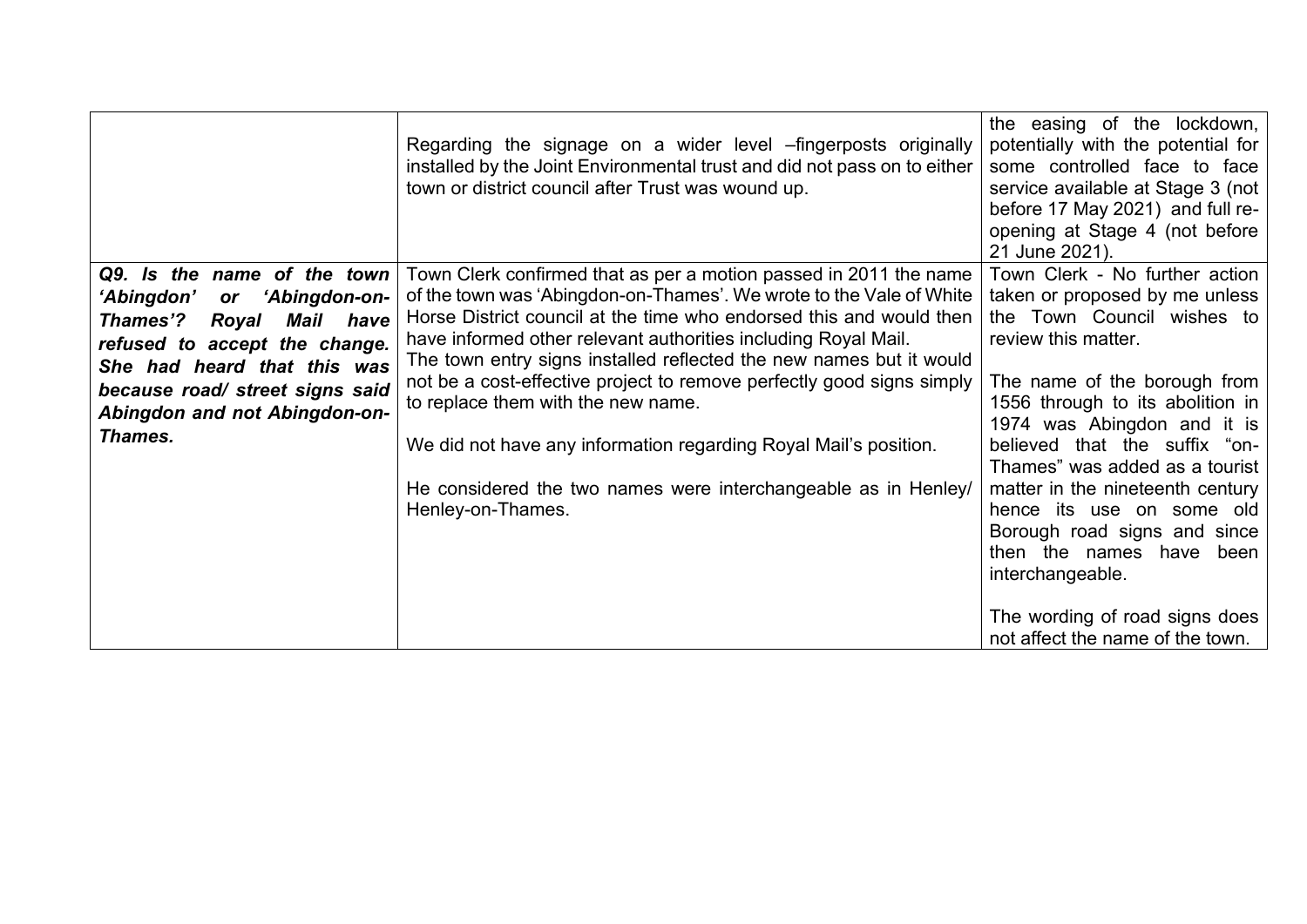| | | |
|---|---|---|
| | Regarding the signage on a wider level –fingerposts originally installed by the Joint Environmental trust and did not pass on to either town or district council after Trust was wound up. | the easing of the lockdown, potentially with the potential for some controlled face to face service available at Stage 3 (not before 17 May 2021) and full re-opening at Stage 4 (not before 21 June 2021). |
| ***Q9. Is the name of the town 'Abingdon' or 'Abingdon-on-Thames'? Royal Mail have refused to accept the change. She had heard that this was because road/ street signs said Abingdon and not Abingdon-on-Thames.*** | Town Clerk confirmed that as per a motion passed in 2011 the name of the town was 'Abingdon-on-Thames'. We wrote to the Vale of White Horse District council at the time who endorsed this and would then have informed other relevant authorities including Royal Mail.<br>The town entry signs installed reflected the new names but it would not be a cost-effective project to remove perfectly good signs simply to replace them with the new name.<br><br>We did not have any information regarding Royal Mail's position.<br><br>He considered the two names were interchangeable as in Henley/ Henley-on-Thames. | Town Clerk - No further action taken or proposed by me unless the Town Council wishes to review this matter.<br><br>The name of the borough from 1556 through to its abolition in 1974 was Abingdon and it is believed that the suffix "on-Thames" was added as a tourist matter in the nineteenth century hence its use on some old Borough road signs and since then the names have been interchangeable.<br><br>The wording of road signs does not affect the name of the town. |